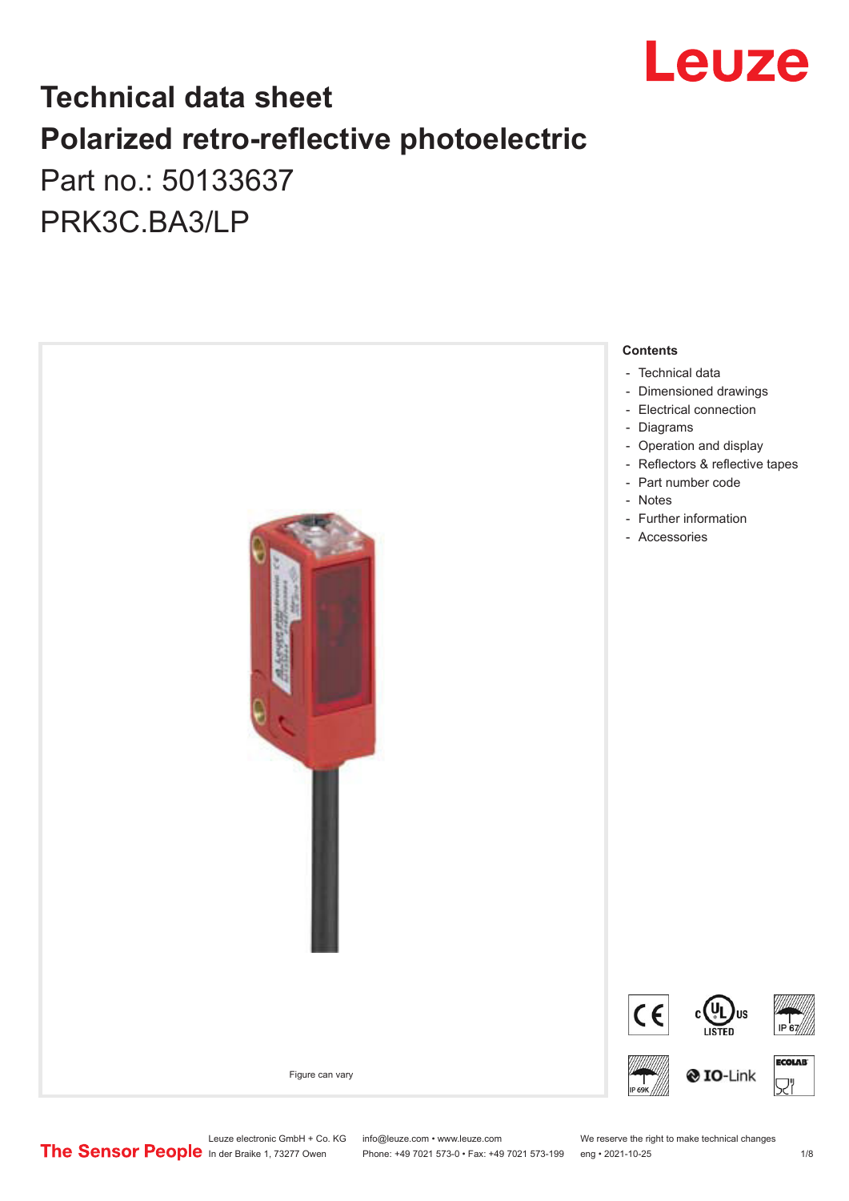Leuze

# Technical data sheet
# Polarized retro-reflective photoelectric

Part no.: 50133637

PRK3C.BA3/LP

Figure can vary

**Contents**

- Technical data
- Dimensioned drawings
- Electrical connection
- Diagrams
- Operation and display
- Reflectors & reflective tapes
- Part number code
- Notes
- Further information
- Accessories

The Sensor People

Leuze electronic GmbH + Co. KG
In der Braike 1, 73277 Owen

info@leuze.com • www.leuze.com
Phone: +49 7021 573-0 • Fax: +49 7021 573-199

We reserve the right to make technical changes
eng • 2021-10-25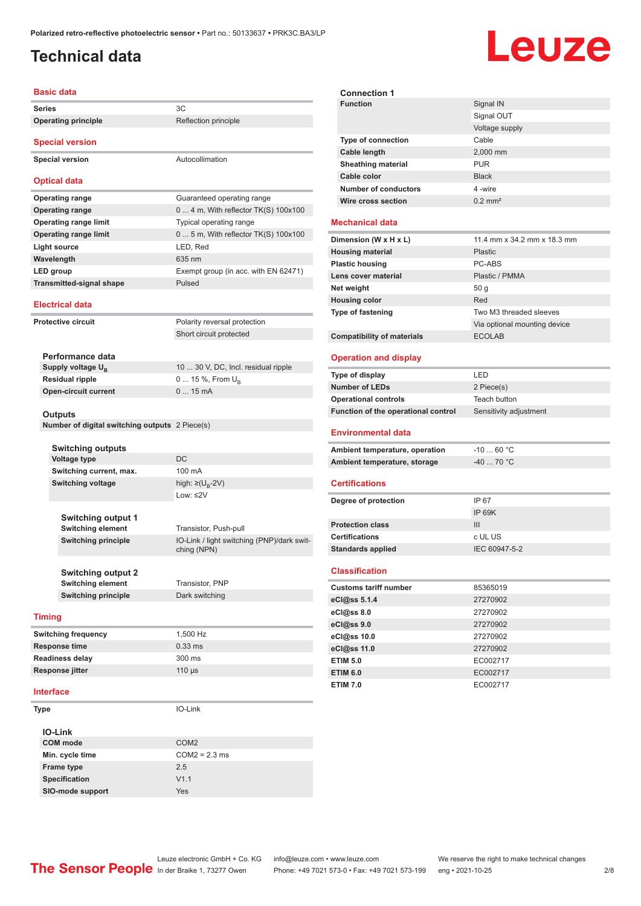# Technical data

## Basic data

| | |
|---|---|
| **Series** | 3C |
| **Operating principle** | Reflection principle |

## Special version

| | |
|---|---|
| **Special version** | Autocollimation |

## Optical data

| | |
|---|---|
| **Operating range** | Guaranteed operating range |
| **Operating range** | 0 ... 4 m, With reflector TK(S) 100x100 |
| **Operating range limit** | Typical operating range |
| **Operating range limit** | 0 ... 5 m, With reflector TK(S) 100x100 |
| **Light source** | LED, Red |
| **Wavelength** | 635 nm |
| **LED group** | Exempt group (in acc. with EN 62471) |
| **Transmitted-signal shape** | Pulsed |

## Electrical data

| | |
|---|---|
| **Protective circuit** | Polarity reversal protection |
| | Short circuit protected |

### Performance data

| | |
|---|---|
| **Supply voltage $U_B$** | 10 ... 30 V, DC, Incl. residual ripple |
| **Residual ripple** | 0 ... 15 %, From $U_B$ |
| **Open-circuit current** | 0 ... 15 mA |

### Outputs

| | |
|---|---|
| **Number of digital switching outputs** | 2 Piece(s) |

### Switching outputs

| | |
|---|---|
| **Voltage type** | DC |
| **Switching current, max.** | 100 mA |
| **Switching voltage** | high: ≥($U_B$-2V) |
| | Low: ≤2V |

### Switching output 1

| | |
|---|---|
| **Switching element** | Transistor, Push-pull |
| **Switching principle** | IO-Link / light switching (PNP)/dark switching (NPN) |

### Switching output 2

| | |
|---|---|
| **Switching element** | Transistor, PNP |
| **Switching principle** | Dark switching |

## Timing

| | |
|---|---|
| **Switching frequency** | 1,500 Hz |
| **Response time** | 0.33 ms |
| **Readiness delay** | 300 ms |
| **Response jitter** | 110 µs |

## Interface

| | |
|---|---|
| **Type** | IO-Link |

### IO-Link

| | |
|---|---|
| **COM mode** | COM2 |
| **Min. cycle time** | COM2 = 2.3 ms |
| **Frame type** | 2.5 |
| **Specification** | V1.1 |
| **SIO-mode support** | Yes |

## Connection 1

| | |
|---|---|
| **Function** | Signal IN |
| | Signal OUT |
| | Voltage supply |
| **Type of connection** | Cable |
| **Cable length** | 2,000 mm |
| **Sheathing material** | PUR |
| **Cable color** | Black |
| **Number of conductors** | 4 -wire |
| **Wire cross section** | 0.2 mm² |

## Mechanical data

| | |
|---|---|
| **Dimension (W x H x L)** | 11.4 mm x 34.2 mm x 18.3 mm |
| **Housing material** | Plastic |
| **Plastic housing** | PC-ABS |
| **Lens cover material** | Plastic / PMMA |
| **Net weight** | 50 g |
| **Housing color** | Red |
| **Type of fastening** | Two M3 threaded sleeves |
| | Via optional mounting device |
| **Compatibility of materials** | ECOLAB |

## Operation and display

| | |
|---|---|
| **Type of display** | LED |
| **Number of LEDs** | 2 Piece(s) |
| **Operational controls** | Teach button |
| **Function of the operational control** | Sensitivity adjustment |

## Environmental data

| | |
|---|---|
| **Ambient temperature, operation** | -10 ... 60 °C |
| **Ambient temperature, storage** | -40 ... 70 °C |

## Certifications

| | |
|---|---|
| **Degree of protection** | IP 67 |
| | IP 69K |
| **Protection class** | III |
| **Certifications** | c UL US |
| **Standards applied** | IEC 60947-5-2 |

## Classification

| | |
|---|---|
| **Customs tariff number** | 85365019 |
| **eCl@ss 5.1.4** | 27270902 |
| **eCl@ss 8.0** | 27270902 |
| **eCl@ss 9.0** | 27270902 |
| **eCl@ss 10.0** | 27270902 |
| **eCl@ss 11.0** | 27270902 |
| **ETIM 5.0** | EC002717 |
| **ETIM 6.0** | EC002717 |
| **ETIM 7.0** | EC002717 |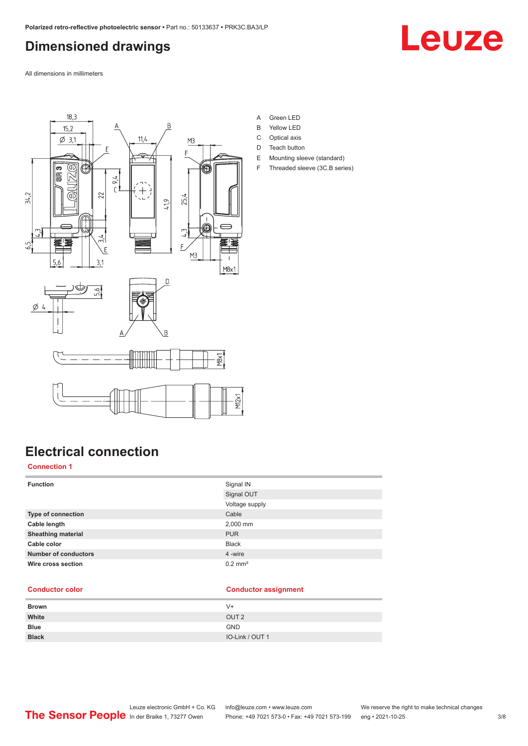# Dimensioned drawings

All dimensions in millimeters

A Green LED
B Yellow LED
C Optical axis
D Teach button
E Mounting sleeve (standard)
F Threaded sleeve (3C.B series)

# Electrical connection

## Connection 1

| Function | Signal IN |
| --- | --- |
| | Signal OUT |
| | Voltage supply |
| Type of connection | Cable |
| Cable length | 2,000 mm |
| Sheathing material | PUR |
| Cable color | Black |
| Number of conductors | 4 -wire |
| Wire cross section | 0.2 mm² |

| Conductor color | Conductor assignment |
| --- | --- |
| Brown | V+ |
| White | OUT 2 |
| Blue | GND |
| Black | IO-Link / OUT 1 |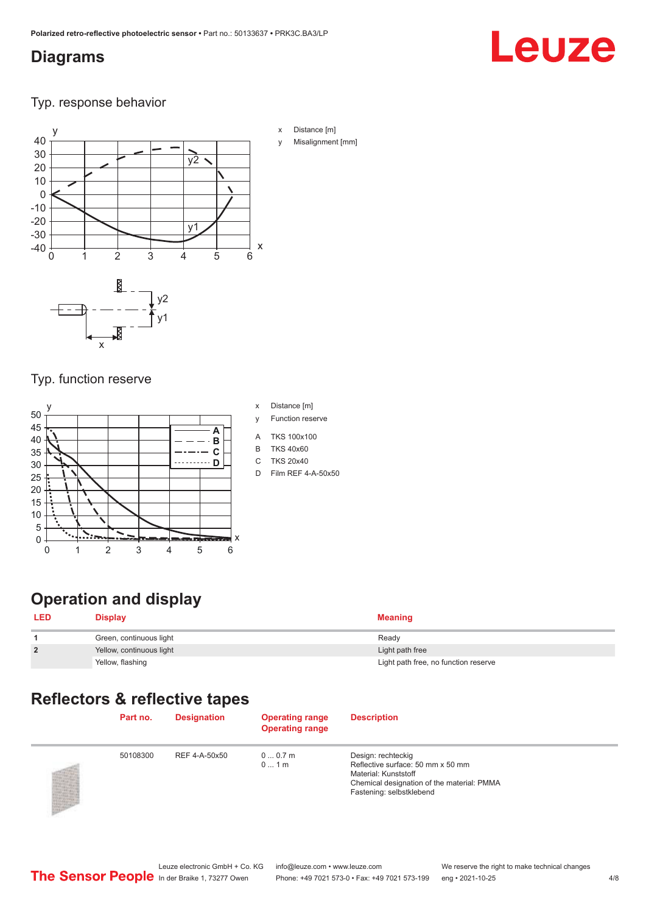## Diagrams

### Typ. response behavior

x Distance [m]

y Misalignment [mm]

### Typ. function reserve

x Distance [m]

y Function reserve

A TKS 100x100

B TKS 40x60

C TKS 20x40

D Film REF 4-A-50x50

## Operation and display

| LED | Display | Meaning |
|---|---|---|
| 1 | Green, continuous light | Ready |
| 2 | Yellow, continuous light | Light path free |
| | Yellow, flashing | Light path free, no function reserve |

## Reflectors & reflective tapes

| | Part no. | Designation | Operating range<br>Operating range | Description |
|---|---|---|---|---|
| | 50108300 | REF 4-A-50x50 | 0 ... 0.7 m<br>0 ... 1 m | Design: rechteckig<br>Reflective surface: 50 mm x 50 mm<br>Material: Kunststoff<br>Chemical designation of the material: PMMA<br>Fastening: selbstklebend |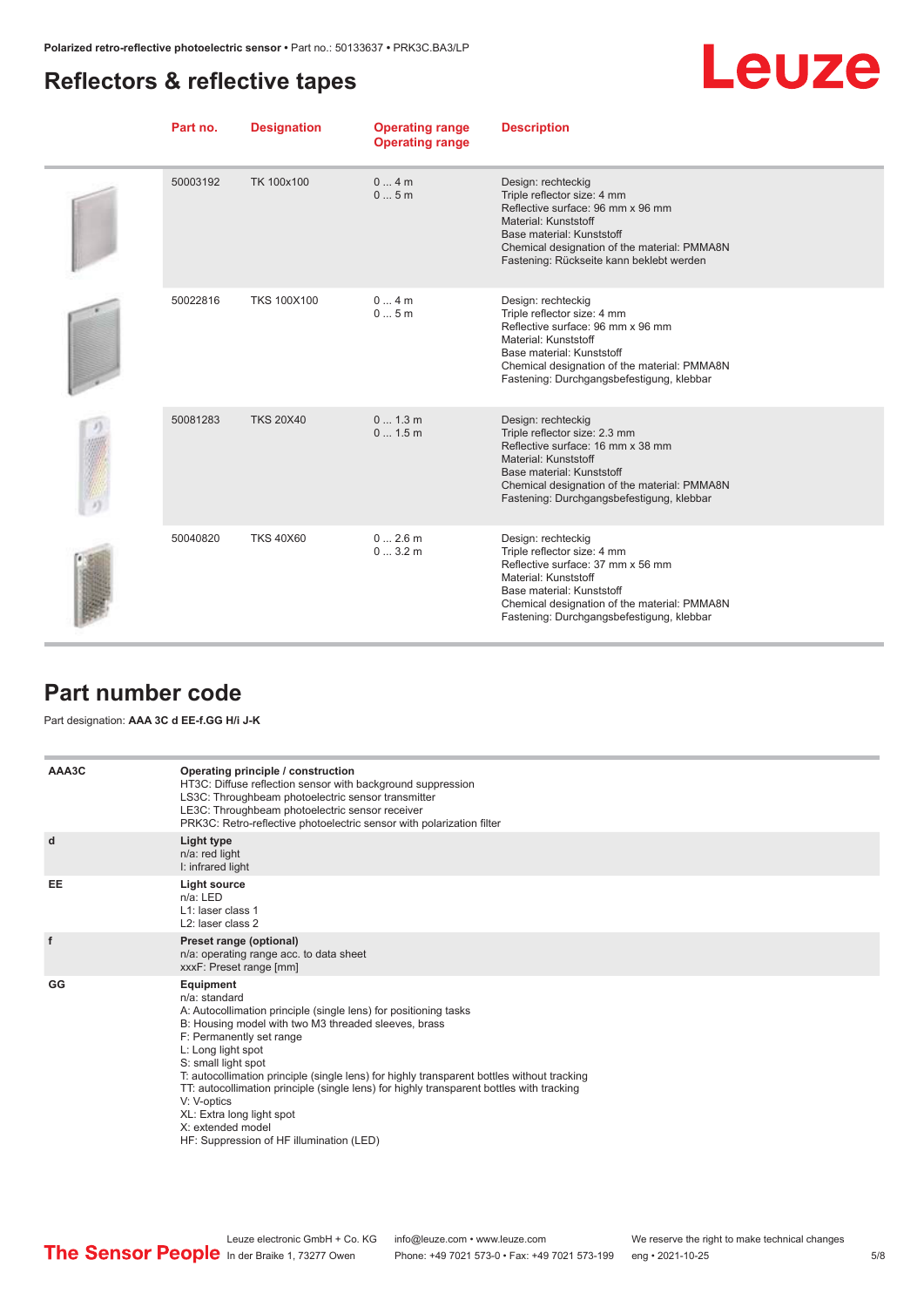## Reflectors & reflective tapes

| Part no. | Designation | Operating range<br>Operating range | Description |
|---|---|---|---|
| 50003192 | TK 100x100 | 0 ... 4 m<br>0 ... 5 m | Design: rechteckig<br>Triple reflector size: 4 mm<br>Reflective surface: 96 mm x 96 mm<br>Material: Kunststoff<br>Base material: Kunststoff<br>Chemical designation of the material: PMMA8N<br>Fastening: Rückseite kann beklebt werden |
| 50022816 | TKS 100X100 | 0 ... 4 m<br>0 ... 5 m | Design: rechteckig<br>Triple reflector size: 4 mm<br>Reflective surface: 96 mm x 96 mm<br>Material: Kunststoff<br>Base material: Kunststoff<br>Chemical designation of the material: PMMA8N<br>Fastening: Durchgangsbefestigung, klebbar |
| 50081283 | TKS 20X40 | 0 ... 1.3 m<br>0 ... 1.5 m | Design: rechteckig<br>Triple reflector size: 2.3 mm<br>Reflective surface: 16 mm x 38 mm<br>Material: Kunststoff<br>Base material: Kunststoff<br>Chemical designation of the material: PMMA8N<br>Fastening: Durchgangsbefestigung, klebbar |
| 50040820 | TKS 40X60 | 0 ... 2.6 m<br>0 ... 3.2 m | Design: rechteckig<br>Triple reflector size: 4 mm<br>Reflective surface: 37 mm x 56 mm<br>Material: Kunststoff<br>Base material: Kunststoff<br>Chemical designation of the material: PMMA8N<br>Fastening: Durchgangsbefestigung, klebbar |

## Part number code

Part designation: **AAA 3C d EE-f.GG H/i J-K**

| | |
|---|---|
| **AAA3C** | **Operating principle / construction**<br>HT3C: Diffuse reflection sensor with background suppression<br>LS3C: Throughbeam photoelectric sensor transmitter<br>LE3C: Throughbeam photoelectric sensor receiver<br>PRK3C: Retro-reflective photoelectric sensor with polarization filter |
| **d** | **Light type**<br>n/a: red light<br>I: infrared light |
| **EE** | **Light source**<br>n/a: LED<br>L1: laser class 1<br>L2: laser class 2 |
| **f** | **Preset range (optional)**<br>n/a: operating range acc. to data sheet<br>xxxF: Preset range [mm] |
| **GG** | **Equipment**<br>n/a: standard<br>A: Autocollimation principle (single lens) for positioning tasks<br>B: Housing model with two M3 threaded sleeves, brass<br>F: Permanently set range<br>L: Long light spot<br>S: small light spot<br>T: autocollimation principle (single lens) for highly transparent bottles without tracking<br>TT: autocollimation principle (single lens) for highly transparent bottles with tracking<br>V: V-optics<br>XL: Extra long light spot<br>X: extended model<br>HF: Suppression of HF illumination (LED) |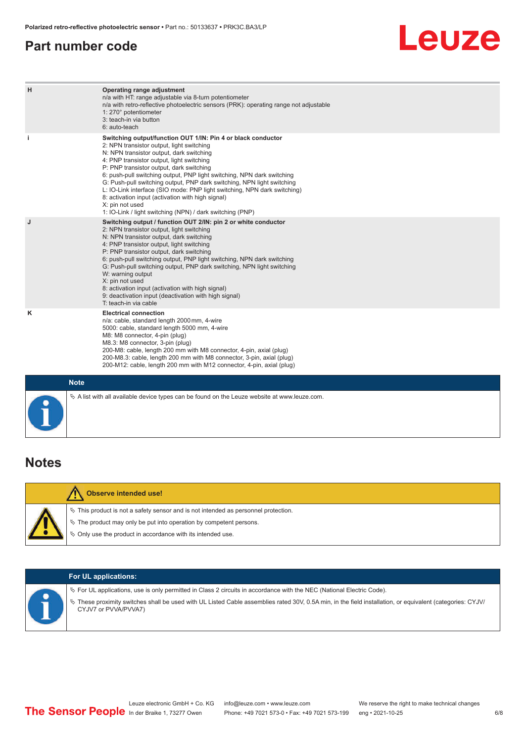## Part number code

| | |
|---|---|
| H | **Operating range adjustment**<br>n/a with HT: range adjustable via 8-turn potentiometer<br>n/a with retro-reflective photoelectric sensors (PRK): operating range not adjustable<br>1: 270° potentiometer<br>3: teach-in via button<br>6: auto-teach |
| i | **Switching output/function OUT 1/IN: Pin 4 or black conductor**<br>2: NPN transistor output, light switching<br>N: NPN transistor output, dark switching<br>4: PNP transistor output, light switching<br>P: PNP transistor output, dark switching<br>6: push-pull switching output, PNP light switching, NPN dark switching<br>G: Push-pull switching output, PNP dark switching, NPN light switching<br>L: IO-Link interface (SIO mode: PNP light switching, NPN dark switching)<br>8: activation input (activation with high signal)<br>X: pin not used<br>1: IO-Link / light switching (NPN) / dark switching (PNP) |
| J | **Switching output / function OUT 2/IN: pin 2 or white conductor**<br>2: NPN transistor output, light switching<br>N: NPN transistor output, dark switching<br>4: PNP transistor output, light switching<br>P: PNP transistor output, dark switching<br>6: push-pull switching output, PNP light switching, NPN dark switching<br>G: Push-pull switching output, PNP dark switching, NPN light switching<br>W: warning output<br>X: pin not used<br>8: activation input (activation with high signal)<br>9: deactivation input (deactivation with high signal)<br>T: teach-in via cable |
| K | **Electrical connection**<br>n/a: cable, standard length 2000 mm, 4-wire<br>5000: cable, standard length 5000 mm, 4-wire<br>M8: M8 connector, 4-pin (plug)<br>M8.3: M8 connector, 3-pin (plug)<br>200-M8: cable, length 200 mm with M8 connector, 4-pin, axial (plug)<br>200-M8.3: cable, length 200 mm with M8 connector, 3-pin, axial (plug)<br>200-M12: cable, length 200 mm with M12 connector, 4-pin, axial (plug) |

**Note**

- A list with all available device types can be found on the Leuze website at www.leuze.com.

## Notes

**Observe intended use!**

- This product is not a safety sensor and is not intended as personnel protection.
- The product may only be put into operation by competent persons.
- Only use the product in accordance with its intended use.

**For UL applications:**

- For UL applications, use is only permitted in Class 2 circuits in accordance with the NEC (National Electric Code).
- These proximity switches shall be used with UL Listed Cable assemblies rated 30V, 0.5A min, in the field installation, or equivalent (categories: CYJV/CYJV7 or PVVA/PVVA7)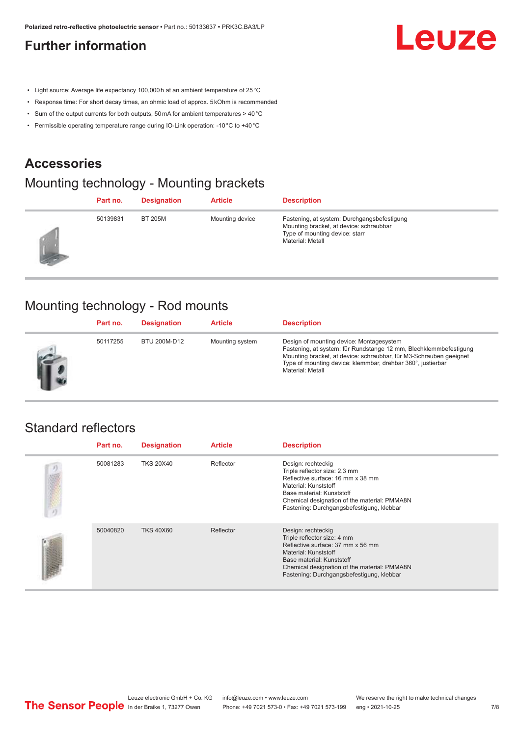## Further information

- Light source: Average life expectancy 100,000 h at an ambient temperature of 25 °C
- Response time: For short decay times, an ohmic load of approx. 5 kOhm is recommended
- Sum of the output currents for both outputs, 50 mA for ambient temperatures > 40 °C
- Permissible operating temperature range during IO-Link operation: -10 °C to +40 °C

## Accessories

### Mounting technology - Mounting brackets

| Part no. | Designation | Article | Description |
|---|---|---|---|
| 50139831 | BT 205M | Mounting device | Fastening, at system: Durchgangsbefestigung<br>Mounting bracket, at device: schraubbar<br>Type of mounting device: starr<br>Material: Metall |

### Mounting technology - Rod mounts

| Part no. | Designation | Article | Description |
|---|---|---|---|
| 50117255 | BTU 200M-D12 | Mounting system | Design of mounting device: Montagesystem<br>Fastening, at system: für Rundstange 12 mm, Blechklemmbefestigung<br>Mounting bracket, at device: schraubbar, für M3-Schrauben geeignet<br>Type of mounting device: klemmbar, drehbar 360°, justierbar<br>Material: Metall |

### Standard reflectors

| Part no. | Designation | Article | Description |
|---|---|---|---|
| 50081283 | TKS 20X40 | Reflector | Design: rechteckig<br>Triple reflector size: 2.3 mm<br>Reflective surface: 16 mm x 38 mm<br>Material: Kunststoff<br>Base material: Kunststoff<br>Chemical designation of the material: PMMA8N<br>Fastening: Durchgangsbefestigung, klebbar |
| 50040820 | TKS 40X60 | Reflector | Design: rechteckig<br>Triple reflector size: 4 mm<br>Reflective surface: 37 mm x 56 mm<br>Material: Kunststoff<br>Base material: Kunststoff<br>Chemical designation of the material: PMMA8N<br>Fastening: Durchgangsbefestigung, klebbar |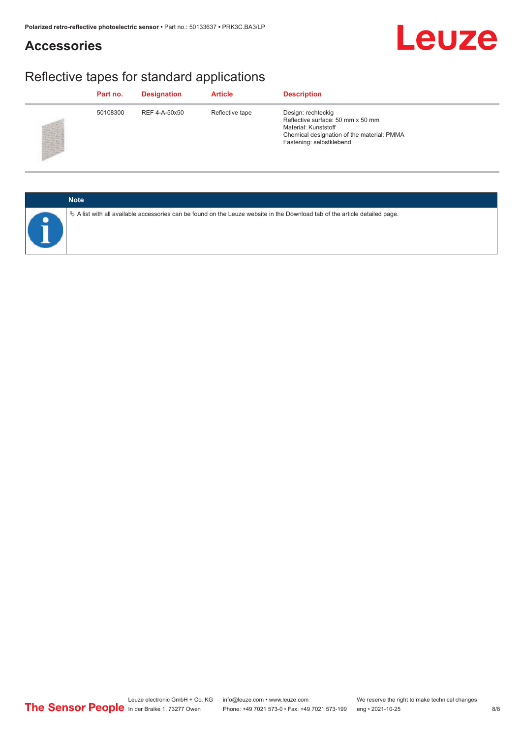## Accessories

# Reflective tapes for standard applications

| | Part no. | Designation | Article | Description |
|---|---|---|---|---|
| | 50108300 | REF 4-A-50x50 | Reflective tape | Design: rechteckig<br>Reflective surface: 50 mm x 50 mm<br>Material: Kunststoff<br>Chemical designation of the material: PMMA<br>Fastening: selbstklebend |

**Note**

↳ A list with all available accessories can be found on the Leuze website in the Download tab of the article detailed page.